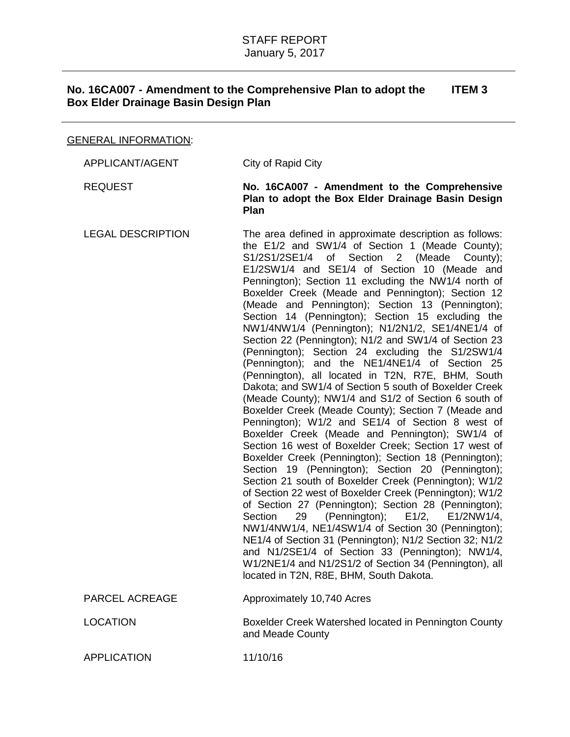# STAFF REPORT
January 5, 2017

## No. 16CA007 - Amendment to the Comprehensive Plan to adopt the Box Elder Drainage Basin Design Plan — ITEM 3

GENERAL INFORMATION:

| | |
|---|---|
| APPLICANT/AGENT | City of Rapid City |
| REQUEST | **No. 16CA007 - Amendment to the Comprehensive Plan to adopt the Box Elder Drainage Basin Design Plan** |
| LEGAL DESCRIPTION | The area defined in approximate description as follows: the E1/2 and SW1/4 of Section 1 (Meade County); S1/2S1/2SE1/4 of Section 2 (Meade County); E1/2SW1/4 and SE1/4 of Section 10 (Meade and Pennington); Section 11 excluding the NW1/4 north of Boxelder Creek (Meade and Pennington); Section 12 (Meade and Pennington); Section 13 (Pennington); Section 14 (Pennington); Section 15 excluding the NW1/4NW1/4 (Pennington); N1/2N1/2, SE1/4NE1/4 of Section 22 (Pennington); N1/2 and SW1/4 of Section 23 (Pennington); Section 24 excluding the S1/2SW1/4 (Pennington); and the NE1/4NE1/4 of Section 25 (Pennington), all located in T2N, R7E, BHM, South Dakota; and SW1/4 of Section 5 south of Boxelder Creek (Meade County); NW1/4 and S1/2 of Section 6 south of Boxelder Creek (Meade County); Section 7 (Meade and Pennington); W1/2 and SE1/4 of Section 8 west of Boxelder Creek (Meade and Pennington); SW1/4 of Section 16 west of Boxelder Creek; Section 17 west of Boxelder Creek (Pennington); Section 18 (Pennington); Section 19 (Pennington); Section 20 (Pennington); Section 21 south of Boxelder Creek (Pennington); W1/2 of Section 22 west of Boxelder Creek (Pennington); W1/2 of Section 27 (Pennington); Section 28 (Pennington); Section 29 (Pennington); E1/2, E1/2NW1/4, NW1/4NW1/4, NE1/4SW1/4 of Section 30 (Pennington); NE1/4 of Section 31 (Pennington); N1/2 Section 32; N1/2 and N1/2SE1/4 of Section 33 (Pennington); NW1/4, W1/2NE1/4 and N1/2S1/2 of Section 34 (Pennington), all located in T2N, R8E, BHM, South Dakota. |
| PARCEL ACREAGE | Approximately 10,740 Acres |
| LOCATION | Boxelder Creek Watershed located in Pennington County and Meade County |
| APPLICATION | 11/10/16 |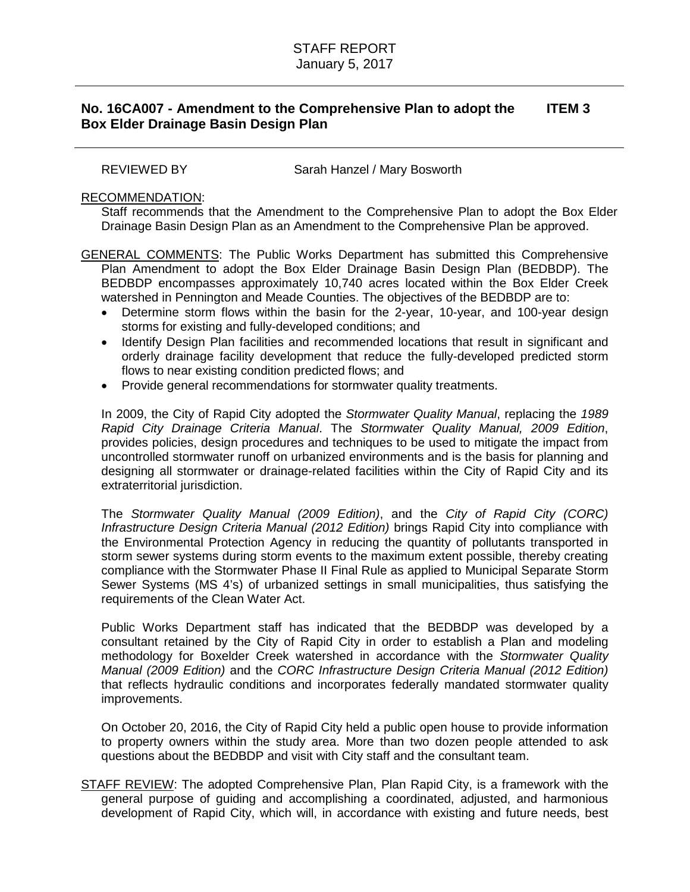STAFF REPORT
January 5, 2017

**No. 16CA007 - Amendment to the Comprehensive Plan to adopt the Box Elder Drainage Basin Design Plan** **ITEM 3**

REVIEWED BY Sarah Hanzel / Mary Bosworth

<u>RECOMMENDATION</u>:

Staff recommends that the Amendment to the Comprehensive Plan to adopt the Box Elder Drainage Basin Design Plan as an Amendment to the Comprehensive Plan be approved.

<u>GENERAL COMMENTS</u>: The Public Works Department has submitted this Comprehensive Plan Amendment to adopt the Box Elder Drainage Basin Design Plan (BEDBDP). The BEDBDP encompasses approximately 10,740 acres located within the Box Elder Creek watershed in Pennington and Meade Counties. The objectives of the BEDBDP are to:

- Determine storm flows within the basin for the 2-year, 10-year, and 100-year design storms for existing and fully-developed conditions; and
- Identify Design Plan facilities and recommended locations that result in significant and orderly drainage facility development that reduce the fully-developed predicted storm flows to near existing condition predicted flows; and
- Provide general recommendations for stormwater quality treatments.

In 2009, the City of Rapid City adopted the *Stormwater Quality Manual*, replacing the *1989 Rapid City Drainage Criteria Manual*. The *Stormwater Quality Manual, 2009 Edition*, provides policies, design procedures and techniques to be used to mitigate the impact from uncontrolled stormwater runoff on urbanized environments and is the basis for planning and designing all stormwater or drainage-related facilities within the City of Rapid City and its extraterritorial jurisdiction.

The *Stormwater Quality Manual (2009 Edition)*, and the *City of Rapid City (CORC) Infrastructure Design Criteria Manual (2012 Edition)* brings Rapid City into compliance with the Environmental Protection Agency in reducing the quantity of pollutants transported in storm sewer systems during storm events to the maximum extent possible, thereby creating compliance with the Stormwater Phase II Final Rule as applied to Municipal Separate Storm Sewer Systems (MS 4's) of urbanized settings in small municipalities, thus satisfying the requirements of the Clean Water Act.

Public Works Department staff has indicated that the BEDBDP was developed by a consultant retained by the City of Rapid City in order to establish a Plan and modeling methodology for Boxelder Creek watershed in accordance with the *Stormwater Quality Manual (2009 Edition)* and the *CORC Infrastructure Design Criteria Manual (2012 Edition)* that reflects hydraulic conditions and incorporates federally mandated stormwater quality improvements.

On October 20, 2016, the City of Rapid City held a public open house to provide information to property owners within the study area. More than two dozen people attended to ask questions about the BEDBDP and visit with City staff and the consultant team.

<u>STAFF REVIEW</u>: The adopted Comprehensive Plan, Plan Rapid City, is a framework with the general purpose of guiding and accomplishing a coordinated, adjusted, and harmonious development of Rapid City, which will, in accordance with existing and future needs, best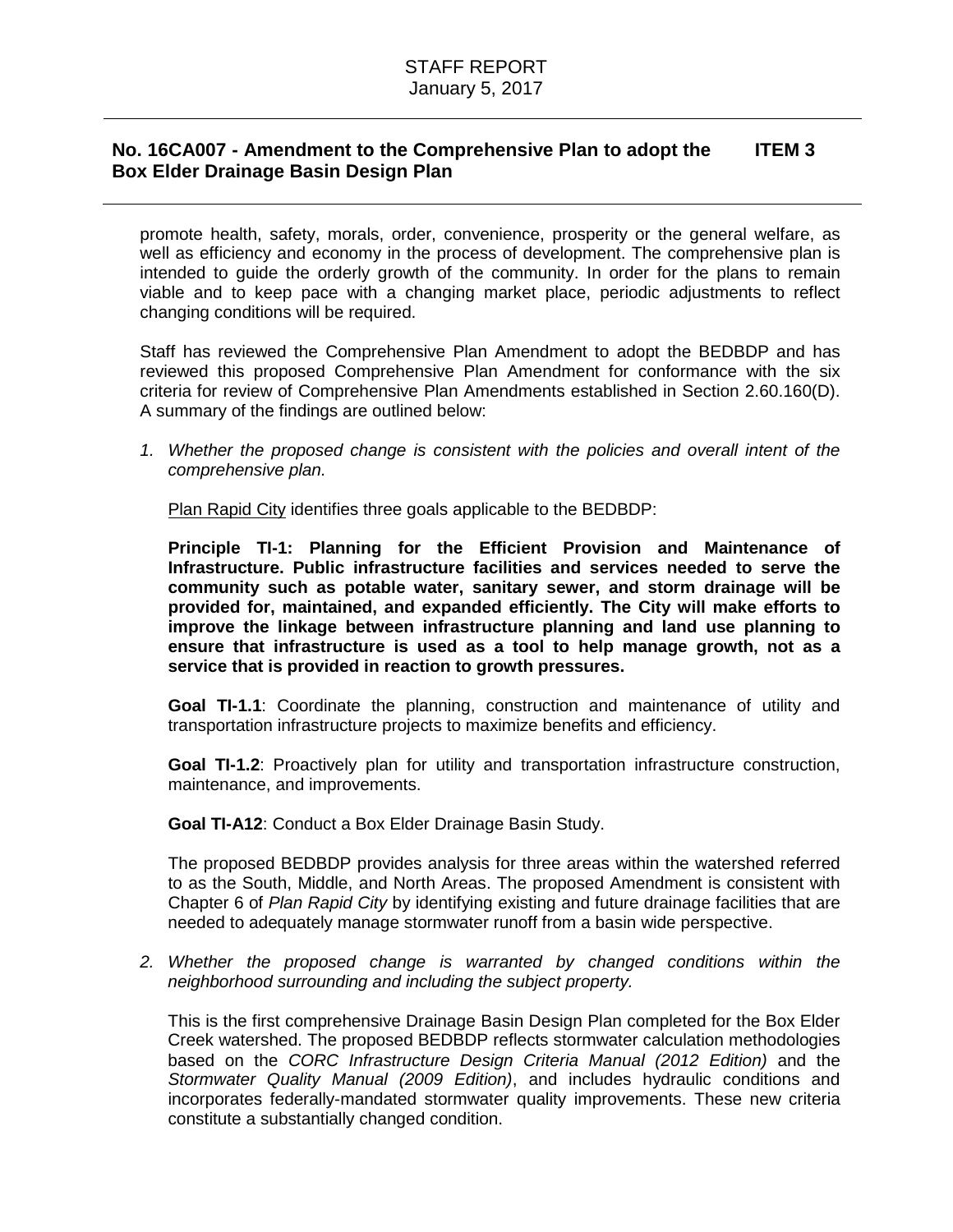promote health, safety, morals, order, convenience, prosperity or the general welfare, as well as efficiency and economy in the process of development. The comprehensive plan is intended to guide the orderly growth of the community. In order for the plans to remain viable and to keep pace with a changing market place, periodic adjustments to reflect changing conditions will be required.

Staff has reviewed the Comprehensive Plan Amendment to adopt the BEDBDP and has reviewed this proposed Comprehensive Plan Amendment for conformance with the six criteria for review of Comprehensive Plan Amendments established in Section 2.60.160(D). A summary of the findings are outlined below:

1. *Whether the proposed change is consistent with the policies and overall intent of the comprehensive plan.*

   Plan Rapid City identifies three goals applicable to the BEDBDP:

   **Principle TI-1: Planning for the Efficient Provision and Maintenance of Infrastructure. Public infrastructure facilities and services needed to serve the community such as potable water, sanitary sewer, and storm drainage will be provided for, maintained, and expanded efficiently. The City will make efforts to improve the linkage between infrastructure planning and land use planning to ensure that infrastructure is used as a tool to help manage growth, not as a service that is provided in reaction to growth pressures.**

   **Goal TI-1.1**: Coordinate the planning, construction and maintenance of utility and transportation infrastructure projects to maximize benefits and efficiency.

   **Goal TI-1.2**: Proactively plan for utility and transportation infrastructure construction, maintenance, and improvements.

   **Goal TI-A12**: Conduct a Box Elder Drainage Basin Study.

   The proposed BEDBDP provides analysis for three areas within the watershed referred to as the South, Middle, and North Areas. The proposed Amendment is consistent with Chapter 6 of *Plan Rapid City* by identifying existing and future drainage facilities that are needed to adequately manage stormwater runoff from a basin wide perspective.

2. *Whether the proposed change is warranted by changed conditions within the neighborhood surrounding and including the subject property.*

   This is the first comprehensive Drainage Basin Design Plan completed for the Box Elder Creek watershed. The proposed BEDBDP reflects stormwater calculation methodologies based on the *CORC Infrastructure Design Criteria Manual (2012 Edition)* and the *Stormwater Quality Manual (2009 Edition)*, and includes hydraulic conditions and incorporates federally-mandated stormwater quality improvements. These new criteria constitute a substantially changed condition.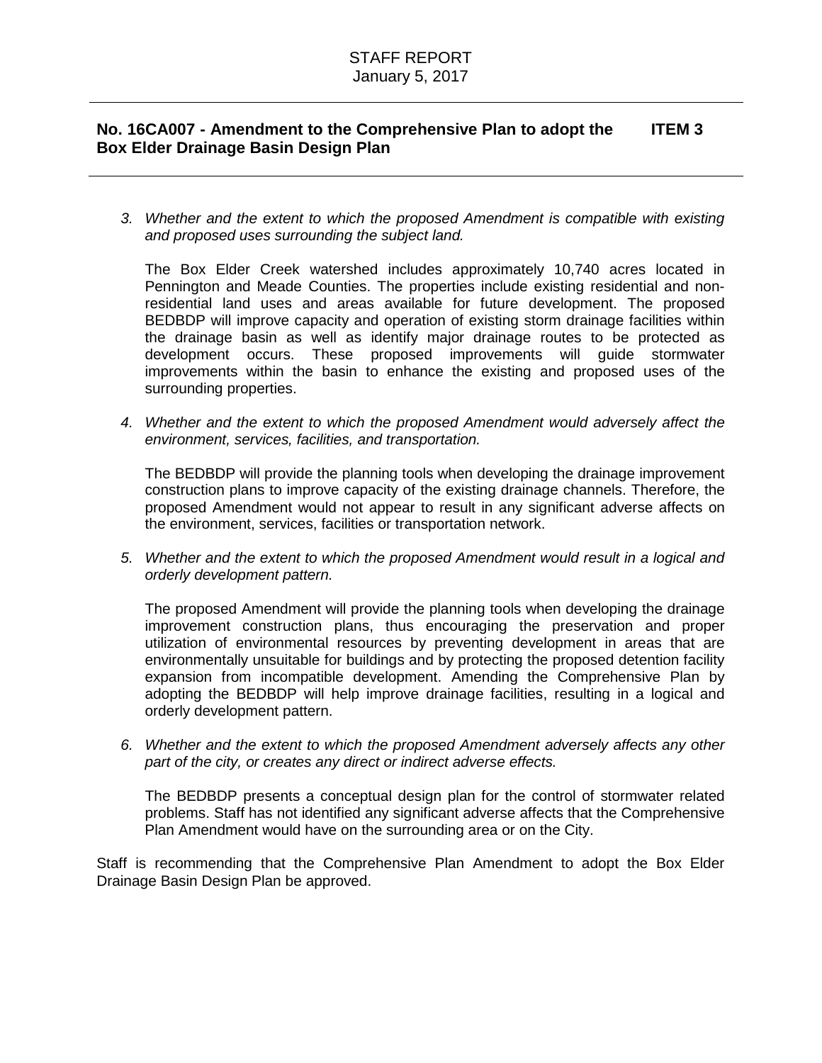3. *Whether and the extent to which the proposed Amendment is compatible with existing and proposed uses surrounding the subject land.*

   The Box Elder Creek watershed includes approximately 10,740 acres located in Pennington and Meade Counties. The properties include existing residential and non-residential land uses and areas available for future development. The proposed BEDBDP will improve capacity and operation of existing storm drainage facilities within the drainage basin as well as identify major drainage routes to be protected as development occurs. These proposed improvements will guide stormwater improvements within the basin to enhance the existing and proposed uses of the surrounding properties.

4. *Whether and the extent to which the proposed Amendment would adversely affect the environment, services, facilities, and transportation.*

   The BEDBDP will provide the planning tools when developing the drainage improvement construction plans to improve capacity of the existing drainage channels. Therefore, the proposed Amendment would not appear to result in any significant adverse affects on the environment, services, facilities or transportation network.

5. *Whether and the extent to which the proposed Amendment would result in a logical and orderly development pattern.*

   The proposed Amendment will provide the planning tools when developing the drainage improvement construction plans, thus encouraging the preservation and proper utilization of environmental resources by preventing development in areas that are environmentally unsuitable for buildings and by protecting the proposed detention facility expansion from incompatible development. Amending the Comprehensive Plan by adopting the BEDBDP will help improve drainage facilities, resulting in a logical and orderly development pattern.

6. *Whether and the extent to which the proposed Amendment adversely affects any other part of the city, or creates any direct or indirect adverse effects.*

   The BEDBDP presents a conceptual design plan for the control of stormwater related problems. Staff has not identified any significant adverse affects that the Comprehensive Plan Amendment would have on the surrounding area or on the City.

Staff is recommending that the Comprehensive Plan Amendment to adopt the Box Elder Drainage Basin Design Plan be approved.